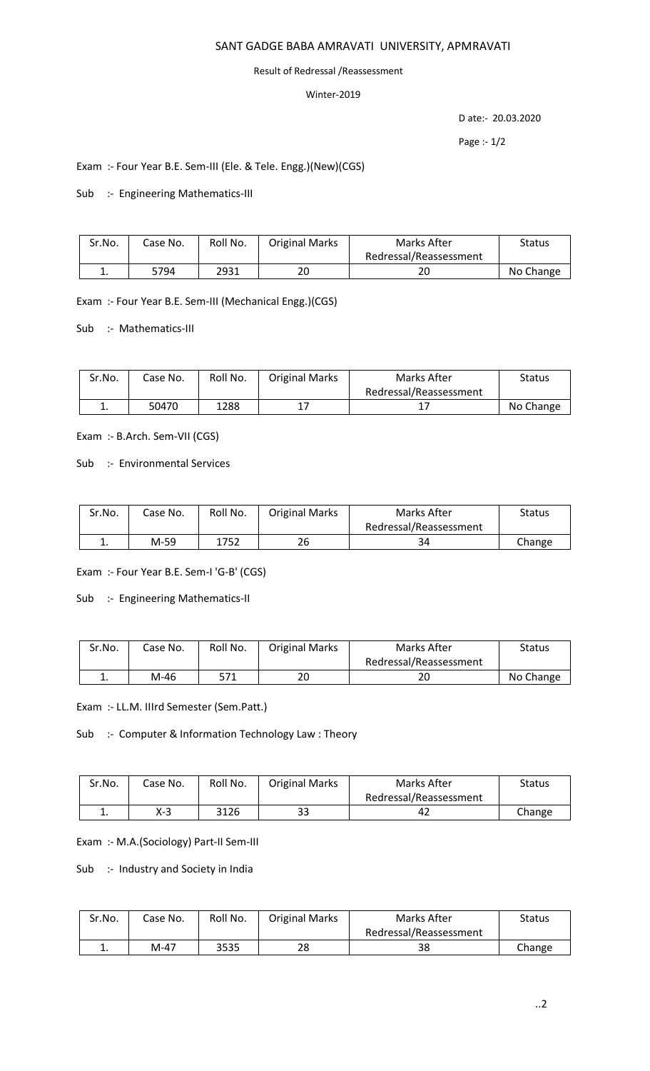# SANT GADGE BABA AMRAVATI UNIVERSITY, APMRAVATI

Result of Redressal /Reassessment

Winter-2019

D ate:- 20.03.2020

Page :- 1/2

Exam :- Four Year B.E. Sem-III (Ele. & Tele. Engg.)(New)(CGS)

Sub :- Engineering Mathematics-III

| Sr.No. | Case No. | Roll No. | Original Marks | Marks After Redressal/Reassessment | Status |
|---|---|---|---|---|---|
| 1. | 5794 | 2931 | 20 | 20 | No Change |

Exam :- Four Year B.E. Sem-III (Mechanical Engg.)(CGS)

Sub :- Mathematics-III

| Sr.No. | Case No. | Roll No. | Original Marks | Marks After Redressal/Reassessment | Status |
|---|---|---|---|---|---|
| 1. | 50470 | 1288 | 17 | 17 | No Change |

Exam :- B.Arch. Sem-VII (CGS)

Sub :- Environmental Services

| Sr.No. | Case No. | Roll No. | Original Marks | Marks After Redressal/Reassessment | Status |
|---|---|---|---|---|---|
| 1. | M-59 | 1752 | 26 | 34 | Change |

Exam :- Four Year B.E. Sem-I 'G-B' (CGS)

Sub :- Engineering Mathematics-II

| Sr.No. | Case No. | Roll No. | Original Marks | Marks After Redressal/Reassessment | Status |
|---|---|---|---|---|---|
| 1. | M-46 | 571 | 20 | 20 | No Change |

Exam :- LL.M. IIIrd Semester (Sem.Patt.)

Sub :- Computer & Information Technology Law : Theory

| Sr.No. | Case No. | Roll No. | Original Marks | Marks After Redressal/Reassessment | Status |
|---|---|---|---|---|---|
| 1. | X-3 | 3126 | 33 | 42 | Change |

Exam :- M.A.(Sociology) Part-II Sem-III

Sub :- Industry and Society in India

| Sr.No. | Case No. | Roll No. | Original Marks | Marks After Redressal/Reassessment | Status |
|---|---|---|---|---|---|
| 1. | M-47 | 3535 | 28 | 38 | Change |

..2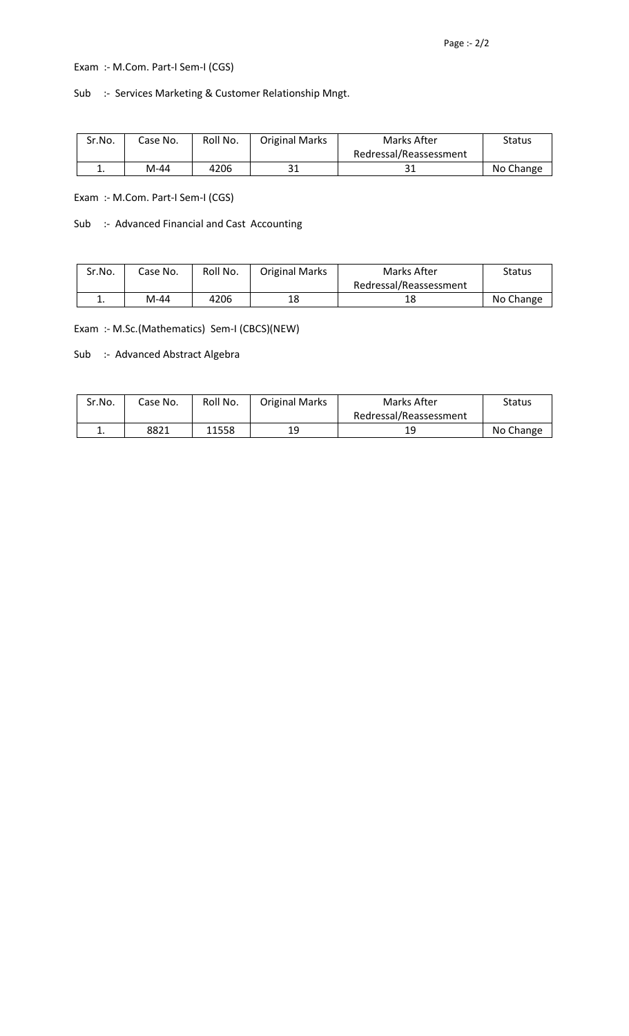Exam :- M.Com. Part-I Sem-I (CGS)

Sub :- Services Marketing & Customer Relationship Mngt.

| Sr.No. | Case No. | Roll No. | Original Marks | Marks After Redressal/Reassessment | Status |
|---|---|---|---|---|---|
| 1. | M-44 | 4206 | 31 | 31 | No Change |

Exam :- M.Com. Part-I Sem-I (CGS)

Sub :- Advanced Financial and Cast Accounting

| Sr.No. | Case No. | Roll No. | Original Marks | Marks After Redressal/Reassessment | Status |
|---|---|---|---|---|---|
| 1. | M-44 | 4206 | 18 | 18 | No Change |

Exam :- M.Sc.(Mathematics) Sem-I (CBCS)(NEW)

Sub :- Advanced Abstract Algebra

| Sr.No. | Case No. | Roll No. | Original Marks | Marks After Redressal/Reassessment | Status |
|---|---|---|---|---|---|
| 1. | 8821 | 11558 | 19 | 19 | No Change |